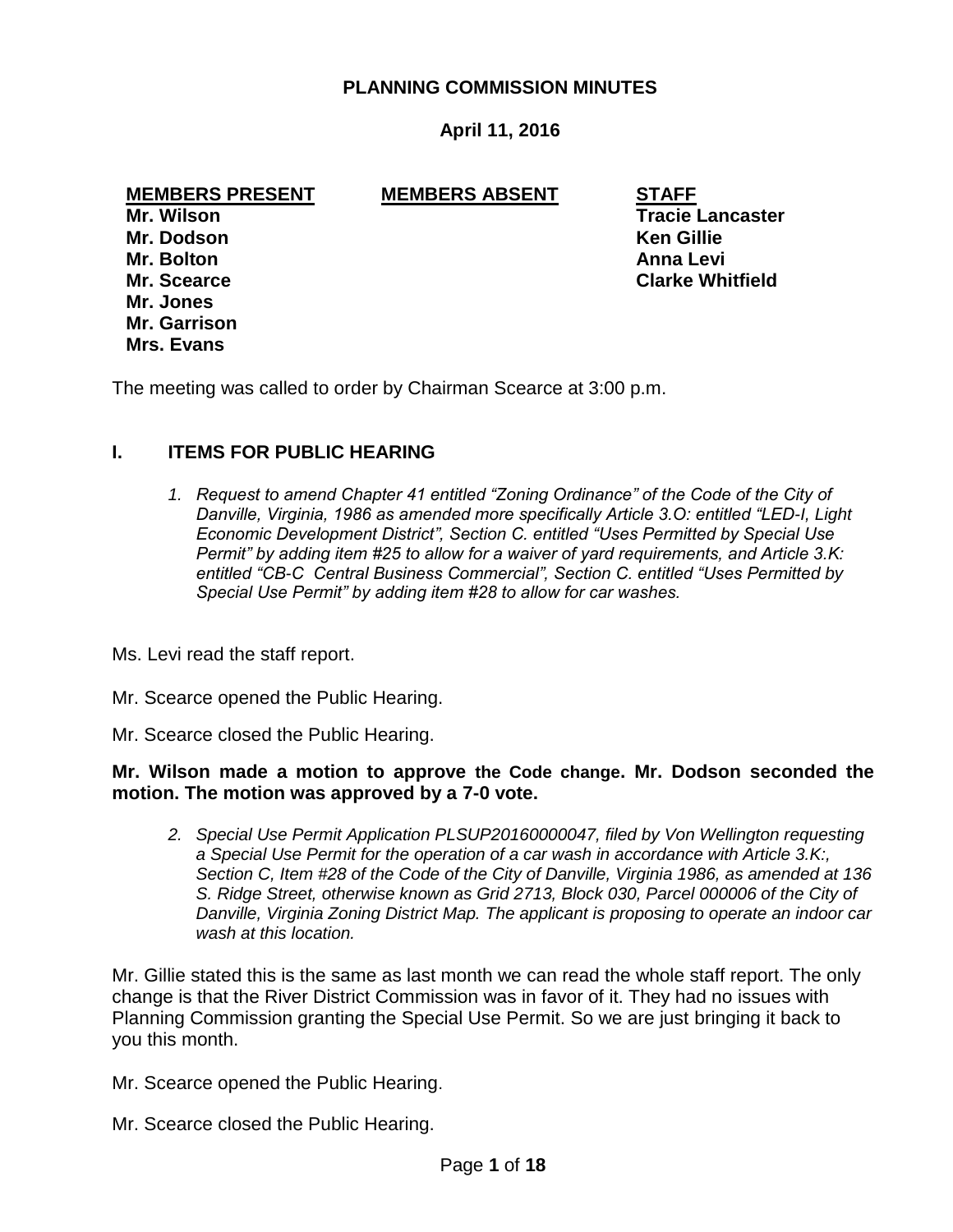**PLANNING COMMISSION MINUTES**

**April 11, 2016**

| MEMBERS PRESENT | MEMBERS ABSENT | STAFF |
|---|---|---|
| Mr. Wilson | | Tracie Lancaster |
| Mr. Dodson | | Ken Gillie |
| Mr. Bolton | | Anna Levi |
| Mr. Scearce | | Clarke Whitfield |
| Mr. Jones | | |
| Mr. Garrison | | |
| Mrs. Evans | | |

The meeting was called to order by Chairman Scearce at 3:00 p.m.

## I. ITEMS FOR PUBLIC HEARING

1. *Request to amend Chapter 41 entitled "Zoning Ordinance" of the Code of the City of Danville, Virginia, 1986 as amended more specifically Article 3.O: entitled "LED-I, Light Economic Development District", Section C. entitled "Uses Permitted by Special Use Permit" by adding item #25 to allow for a waiver of yard requirements, and Article 3.K: entitled "CB-C Central Business Commercial", Section C. entitled "Uses Permitted by Special Use Permit" by adding item #28 to allow for car washes.*

Ms. Levi read the staff report.

Mr. Scearce opened the Public Hearing.

Mr. Scearce closed the Public Hearing.

**Mr. Wilson made a motion to approve the Code change. Mr. Dodson seconded the motion. The motion was approved by a 7-0 vote.**

2. *Special Use Permit Application PLSUP20160000047, filed by Von Wellington requesting a Special Use Permit for the operation of a car wash in accordance with Article 3.K:, Section C, Item #28 of the Code of the City of Danville, Virginia 1986, as amended at 136 S. Ridge Street, otherwise known as Grid 2713, Block 030, Parcel 000006 of the City of Danville, Virginia Zoning District Map. The applicant is proposing to operate an indoor car wash at this location.*

Mr. Gillie stated this is the same as last month we can read the whole staff report. The only change is that the River District Commission was in favor of it. They had no issues with Planning Commission granting the Special Use Permit. So we are just bringing it back to you this month.

Mr. Scearce opened the Public Hearing.

Mr. Scearce closed the Public Hearing.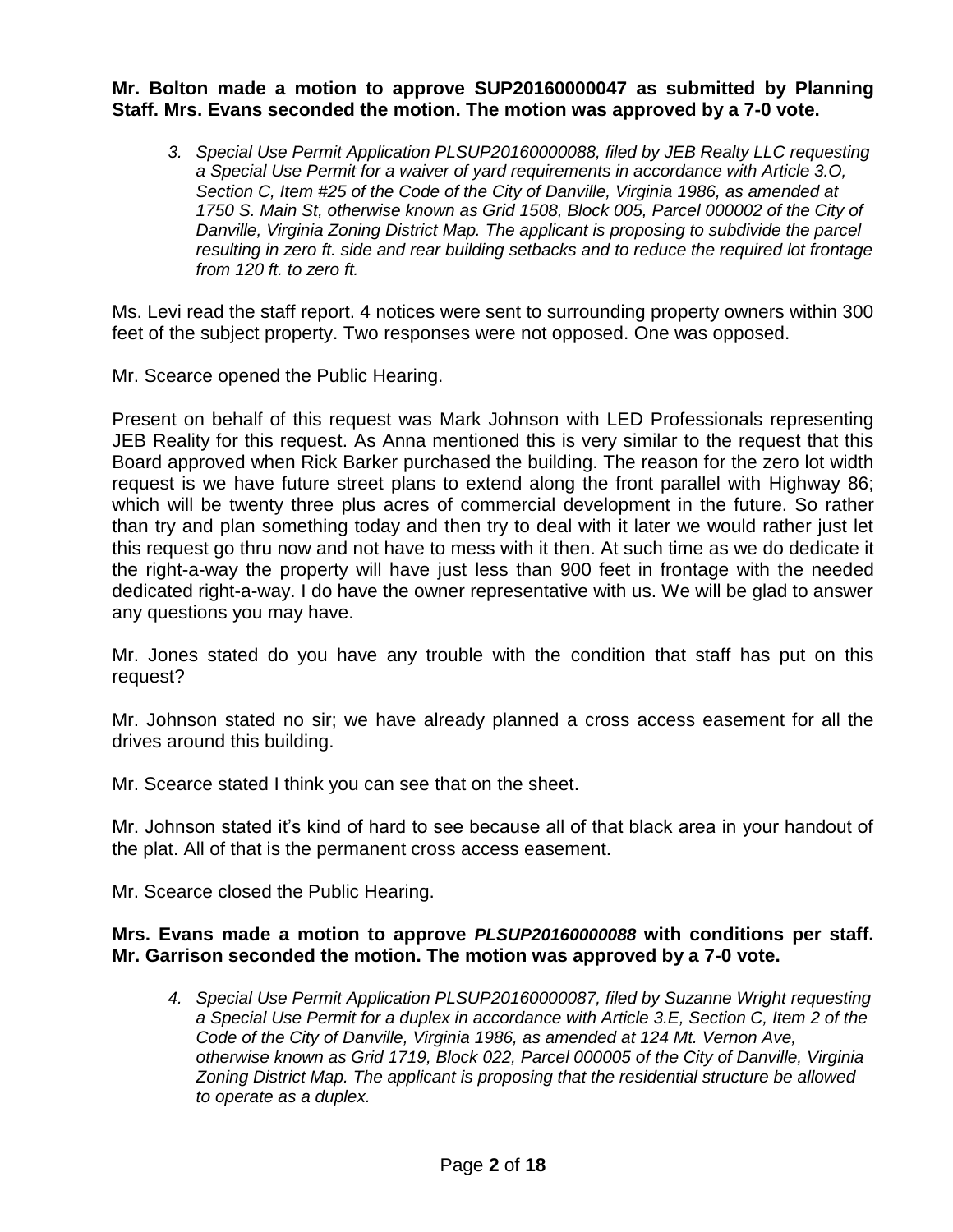**Mr. Bolton made a motion to approve SUP20160000047 as submitted by Planning Staff. Mrs. Evans seconded the motion. The motion was approved by a 7-0 vote.**

3. *Special Use Permit Application PLSUP20160000088, filed by JEB Realty LLC requesting a Special Use Permit for a waiver of yard requirements in accordance with Article 3.O, Section C, Item #25 of the Code of the City of Danville, Virginia 1986, as amended at 1750 S. Main St, otherwise known as Grid 1508, Block 005, Parcel 000002 of the City of Danville, Virginia Zoning District Map. The applicant is proposing to subdivide the parcel resulting in zero ft. side and rear building setbacks and to reduce the required lot frontage from 120 ft. to zero ft.*

Ms. Levi read the staff report. 4 notices were sent to surrounding property owners within 300 feet of the subject property. Two responses were not opposed. One was opposed.

Mr. Scearce opened the Public Hearing.

Present on behalf of this request was Mark Johnson with LED Professionals representing JEB Reality for this request. As Anna mentioned this is very similar to the request that this Board approved when Rick Barker purchased the building. The reason for the zero lot width request is we have future street plans to extend along the front parallel with Highway 86; which will be twenty three plus acres of commercial development in the future. So rather than try and plan something today and then try to deal with it later we would rather just let this request go thru now and not have to mess with it then. At such time as we do dedicate it the right-a-way the property will have just less than 900 feet in frontage with the needed dedicated right-a-way. I do have the owner representative with us. We will be glad to answer any questions you may have.

Mr. Jones stated do you have any trouble with the condition that staff has put on this request?

Mr. Johnson stated no sir; we have already planned a cross access easement for all the drives around this building.

Mr. Scearce stated I think you can see that on the sheet.

Mr. Johnson stated it's kind of hard to see because all of that black area in your handout of the plat. All of that is the permanent cross access easement.

Mr. Scearce closed the Public Hearing.

**Mrs. Evans made a motion to approve *PLSUP20160000088* with conditions per staff. Mr. Garrison seconded the motion. The motion was approved by a 7-0 vote.**

4. *Special Use Permit Application PLSUP20160000087, filed by Suzanne Wright requesting a Special Use Permit for a duplex in accordance with Article 3.E, Section C, Item 2 of the Code of the City of Danville, Virginia 1986, as amended at 124 Mt. Vernon Ave, otherwise known as Grid 1719, Block 022, Parcel 000005 of the City of Danville, Virginia Zoning District Map. The applicant is proposing that the residential structure be allowed to operate as a duplex.*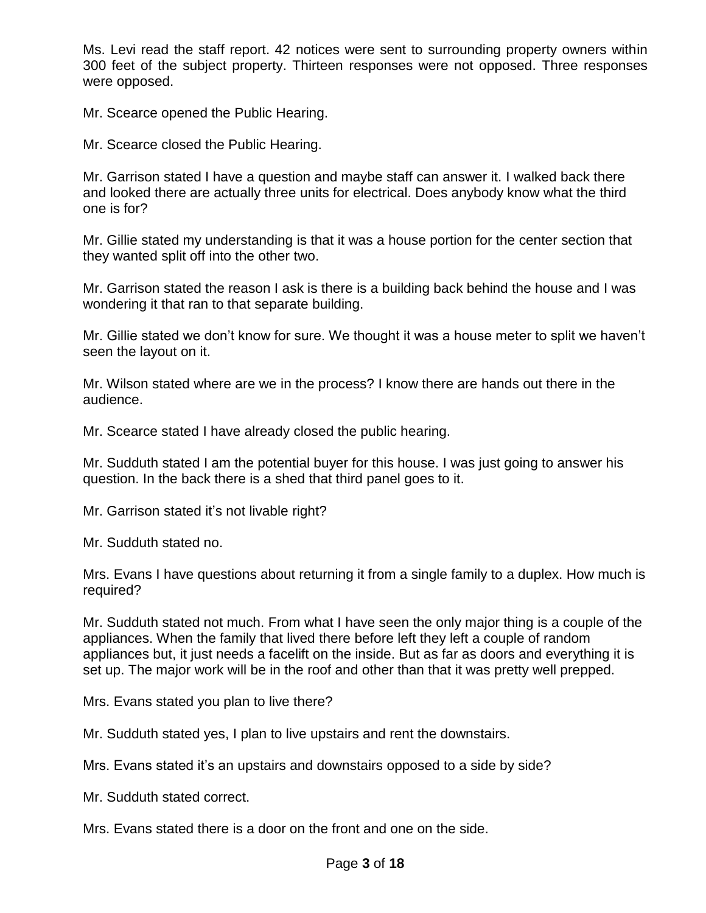Ms. Levi read the staff report. 42 notices were sent to surrounding property owners within 300 feet of the subject property. Thirteen responses were not opposed. Three responses were opposed.

Mr. Scearce opened the Public Hearing.

Mr. Scearce closed the Public Hearing.

Mr. Garrison stated I have a question and maybe staff can answer it. I walked back there and looked there are actually three units for electrical. Does anybody know what the third one is for?

Mr. Gillie stated my understanding is that it was a house portion for the center section that they wanted split off into the other two.

Mr. Garrison stated the reason I ask is there is a building back behind the house and I was wondering it that ran to that separate building.

Mr. Gillie stated we don't know for sure. We thought it was a house meter to split we haven't seen the layout on it.

Mr. Wilson stated where are we in the process? I know there are hands out there in the audience.

Mr. Scearce stated I have already closed the public hearing.

Mr. Sudduth stated I am the potential buyer for this house. I was just going to answer his question. In the back there is a shed that third panel goes to it.

Mr. Garrison stated it's not livable right?

Mr. Sudduth stated no.

Mrs. Evans I have questions about returning it from a single family to a duplex. How much is required?

Mr. Sudduth stated not much. From what I have seen the only major thing is a couple of the appliances. When the family that lived there before left they left a couple of random appliances but, it just needs a facelift on the inside. But as far as doors and everything it is set up. The major work will be in the roof and other than that it was pretty well prepped.

Mrs. Evans stated you plan to live there?

Mr. Sudduth stated yes, I plan to live upstairs and rent the downstairs.

Mrs. Evans stated it's an upstairs and downstairs opposed to a side by side?

Mr. Sudduth stated correct.

Mrs. Evans stated there is a door on the front and one on the side.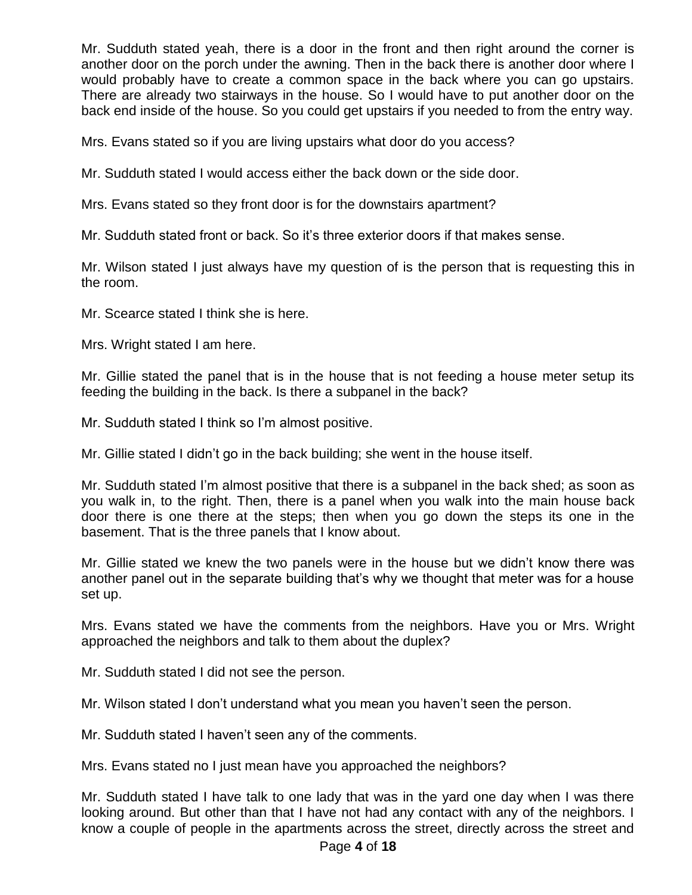Mr. Sudduth stated yeah, there is a door in the front and then right around the corner is another door on the porch under the awning. Then in the back there is another door where I would probably have to create a common space in the back where you can go upstairs. There are already two stairways in the house. So I would have to put another door on the back end inside of the house. So you could get upstairs if you needed to from the entry way.

Mrs. Evans stated so if you are living upstairs what door do you access?

Mr. Sudduth stated I would access either the back down or the side door.

Mrs. Evans stated so they front door is for the downstairs apartment?

Mr. Sudduth stated front or back. So it's three exterior doors if that makes sense.

Mr. Wilson stated I just always have my question of is the person that is requesting this in the room.

Mr. Scearce stated I think she is here.

Mrs. Wright stated I am here.

Mr. Gillie stated the panel that is in the house that is not feeding a house meter setup its feeding the building in the back. Is there a subpanel in the back?

Mr. Sudduth stated I think so I'm almost positive.

Mr. Gillie stated I didn't go in the back building; she went in the house itself.

Mr. Sudduth stated I'm almost positive that there is a subpanel in the back shed; as soon as you walk in, to the right. Then, there is a panel when you walk into the main house back door there is one there at the steps; then when you go down the steps its one in the basement. That is the three panels that I know about.

Mr. Gillie stated we knew the two panels were in the house but we didn't know there was another panel out in the separate building that's why we thought that meter was for a house set up.

Mrs. Evans stated we have the comments from the neighbors. Have you or Mrs. Wright approached the neighbors and talk to them about the duplex?

Mr. Sudduth stated I did not see the person.

Mr. Wilson stated I don't understand what you mean you haven't seen the person.

Mr. Sudduth stated I haven't seen any of the comments.

Mrs. Evans stated no I just mean have you approached the neighbors?

Mr. Sudduth stated I have talk to one lady that was in the yard one day when I was there looking around. But other than that I have not had any contact with any of the neighbors. I know a couple of people in the apartments across the street, directly across the street and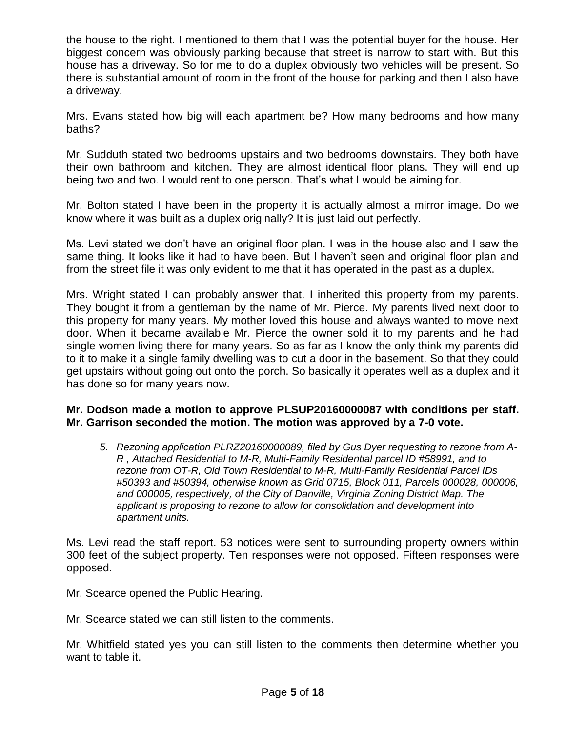the house to the right. I mentioned to them that I was the potential buyer for the house. Her biggest concern was obviously parking because that street is narrow to start with. But this house has a driveway. So for me to do a duplex obviously two vehicles will be present. So there is substantial amount of room in the front of the house for parking and then I also have a driveway.

Mrs. Evans stated how big will each apartment be? How many bedrooms and how many baths?

Mr. Sudduth stated two bedrooms upstairs and two bedrooms downstairs. They both have their own bathroom and kitchen. They are almost identical floor plans. They will end up being two and two. I would rent to one person. That's what I would be aiming for.

Mr. Bolton stated I have been in the property it is actually almost a mirror image. Do we know where it was built as a duplex originally? It is just laid out perfectly.

Ms. Levi stated we don't have an original floor plan. I was in the house also and I saw the same thing. It looks like it had to have been. But I haven't seen and original floor plan and from the street file it was only evident to me that it has operated in the past as a duplex.

Mrs. Wright stated I can probably answer that. I inherited this property from my parents. They bought it from a gentleman by the name of Mr. Pierce. My parents lived next door to this property for many years. My mother loved this house and always wanted to move next door. When it became available Mr. Pierce the owner sold it to my parents and he had single women living there for many years. So as far as I know the only think my parents did to it to make it a single family dwelling was to cut a door in the basement. So that they could get upstairs without going out onto the porch. So basically it operates well as a duplex and it has done so for many years now.

**Mr. Dodson made a motion to approve PLSUP20160000087 with conditions per staff. Mr. Garrison seconded the motion. The motion was approved by a 7-0 vote.**

5. *Rezoning application PLRZ20160000089, filed by Gus Dyer requesting to rezone from A-R , Attached Residential to M-R, Multi-Family Residential parcel ID #58991, and to rezone from OT-R, Old Town Residential to M-R, Multi-Family Residential Parcel IDs #50393 and #50394, otherwise known as Grid 0715, Block 011, Parcels 000028, 000006, and 000005, respectively, of the City of Danville, Virginia Zoning District Map. The applicant is proposing to rezone to allow for consolidation and development into apartment units.*

Ms. Levi read the staff report. 53 notices were sent to surrounding property owners within 300 feet of the subject property. Ten responses were not opposed. Fifteen responses were opposed.

Mr. Scearce opened the Public Hearing.

Mr. Scearce stated we can still listen to the comments.

Mr. Whitfield stated yes you can still listen to the comments then determine whether you want to table it.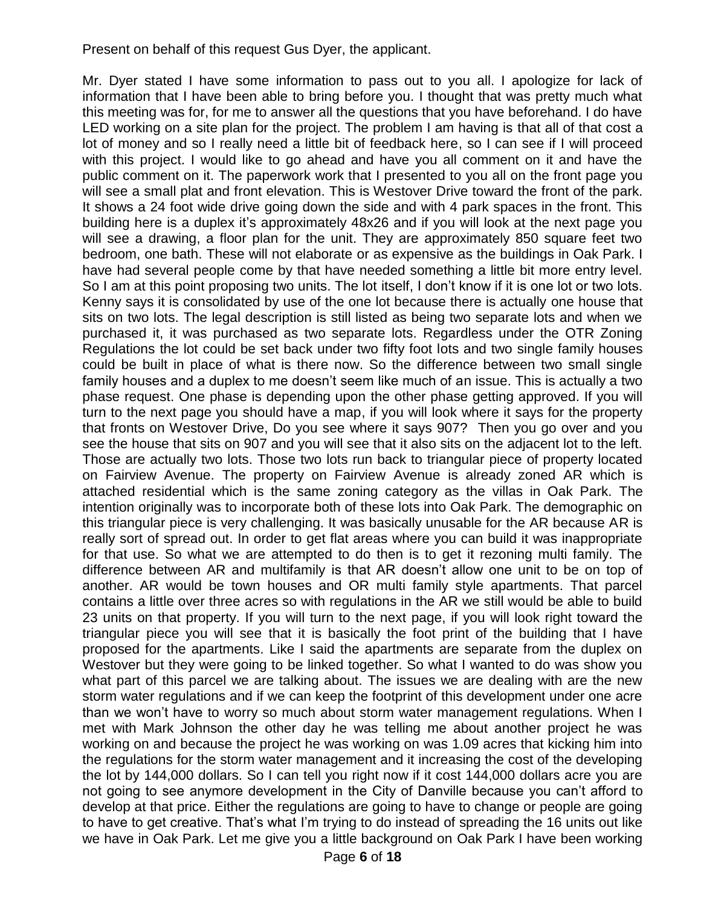Present on behalf of this request Gus Dyer, the applicant.

Mr. Dyer stated I have some information to pass out to you all. I apologize for lack of information that I have been able to bring before you. I thought that was pretty much what this meeting was for, for me to answer all the questions that you have beforehand. I do have LED working on a site plan for the project. The problem I am having is that all of that cost a lot of money and so I really need a little bit of feedback here, so I can see if I will proceed with this project. I would like to go ahead and have you all comment on it and have the public comment on it. The paperwork work that I presented to you all on the front page you will see a small plat and front elevation. This is Westover Drive toward the front of the park. It shows a 24 foot wide drive going down the side and with 4 park spaces in the front. This building here is a duplex it's approximately 48x26 and if you will look at the next page you will see a drawing, a floor plan for the unit. They are approximately 850 square feet two bedroom, one bath. These will not elaborate or as expensive as the buildings in Oak Park. I have had several people come by that have needed something a little bit more entry level. So I am at this point proposing two units. The lot itself, I don't know if it is one lot or two lots. Kenny says it is consolidated by use of the one lot because there is actually one house that sits on two lots. The legal description is still listed as being two separate lots and when we purchased it, it was purchased as two separate lots. Regardless under the OTR Zoning Regulations the lot could be set back under two fifty foot lots and two single family houses could be built in place of what is there now. So the difference between two small single family houses and a duplex to me doesn't seem like much of an issue. This is actually a two phase request. One phase is depending upon the other phase getting approved. If you will turn to the next page you should have a map, if you will look where it says for the property that fronts on Westover Drive, Do you see where it says 907? Then you go over and you see the house that sits on 907 and you will see that it also sits on the adjacent lot to the left. Those are actually two lots. Those two lots run back to triangular piece of property located on Fairview Avenue. The property on Fairview Avenue is already zoned AR which is attached residential which is the same zoning category as the villas in Oak Park. The intention originally was to incorporate both of these lots into Oak Park. The demographic on this triangular piece is very challenging. It was basically unusable for the AR because AR is really sort of spread out. In order to get flat areas where you can build it was inappropriate for that use. So what we are attempted to do then is to get it rezoning multi family. The difference between AR and multifamily is that AR doesn't allow one unit to be on top of another. AR would be town houses and OR multi family style apartments. That parcel contains a little over three acres so with regulations in the AR we still would be able to build 23 units on that property. If you will turn to the next page, if you will look right toward the triangular piece you will see that it is basically the foot print of the building that I have proposed for the apartments. Like I said the apartments are separate from the duplex on Westover but they were going to be linked together. So what I wanted to do was show you what part of this parcel we are talking about. The issues we are dealing with are the new storm water regulations and if we can keep the footprint of this development under one acre than we won't have to worry so much about storm water management regulations. When I met with Mark Johnson the other day he was telling me about another project he was working on and because the project he was working on was 1.09 acres that kicking him into the regulations for the storm water management and it increasing the cost of the developing the lot by 144,000 dollars. So I can tell you right now if it cost 144,000 dollars acre you are not going to see anymore development in the City of Danville because you can't afford to develop at that price. Either the regulations are going to have to change or people are going to have to get creative. That's what I'm trying to do instead of spreading the 16 units out like we have in Oak Park. Let me give you a little background on Oak Park I have been working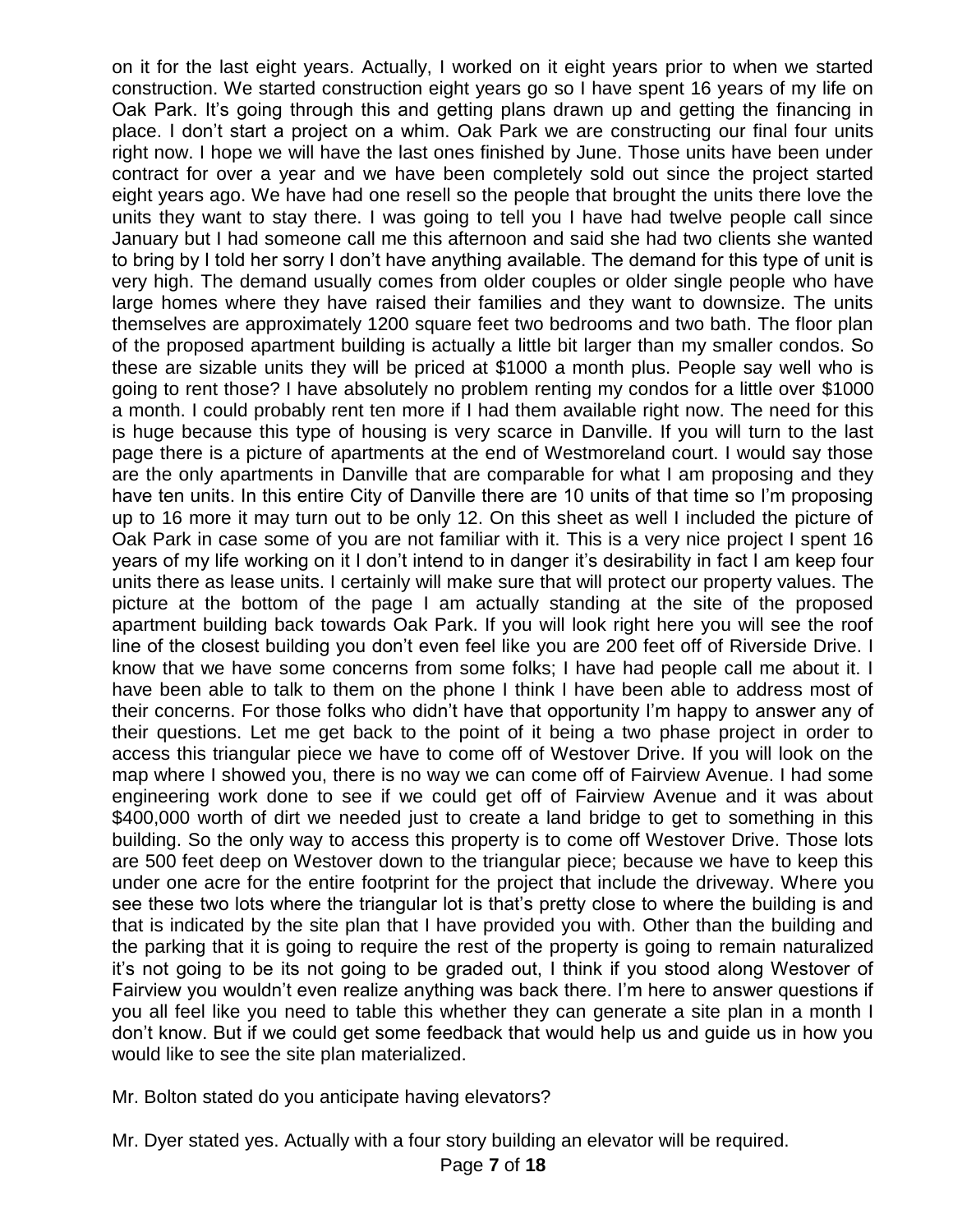on it for the last eight years. Actually, I worked on it eight years prior to when we started construction. We started construction eight years go so I have spent 16 years of my life on Oak Park. It's going through this and getting plans drawn up and getting the financing in place. I don't start a project on a whim. Oak Park we are constructing our final four units right now. I hope we will have the last ones finished by June. Those units have been under contract for over a year and we have been completely sold out since the project started eight years ago. We have had one resell so the people that brought the units there love the units they want to stay there. I was going to tell you I have had twelve people call since January but I had someone call me this afternoon and said she had two clients she wanted to bring by I told her sorry I don't have anything available. The demand for this type of unit is very high. The demand usually comes from older couples or older single people who have large homes where they have raised their families and they want to downsize. The units themselves are approximately 1200 square feet two bedrooms and two bath. The floor plan of the proposed apartment building is actually a little bit larger than my smaller condos. So these are sizable units they will be priced at $1000 a month plus. People say well who is going to rent those? I have absolutely no problem renting my condos for a little over $1000 a month. I could probably rent ten more if I had them available right now. The need for this is huge because this type of housing is very scarce in Danville. If you will turn to the last page there is a picture of apartments at the end of Westmoreland court. I would say those are the only apartments in Danville that are comparable for what I am proposing and they have ten units. In this entire City of Danville there are 10 units of that time so I'm proposing up to 16 more it may turn out to be only 12. On this sheet as well I included the picture of Oak Park in case some of you are not familiar with it. This is a very nice project I spent 16 years of my life working on it I don't intend to in danger it's desirability in fact I am keep four units there as lease units. I certainly will make sure that will protect our property values. The picture at the bottom of the page I am actually standing at the site of the proposed apartment building back towards Oak Park. If you will look right here you will see the roof line of the closest building you don't even feel like you are 200 feet off of Riverside Drive. I know that we have some concerns from some folks; I have had people call me about it. I have been able to talk to them on the phone I think I have been able to address most of their concerns. For those folks who didn't have that opportunity I'm happy to answer any of their questions. Let me get back to the point of it being a two phase project in order to access this triangular piece we have to come off of Westover Drive. If you will look on the map where I showed you, there is no way we can come off of Fairview Avenue. I had some engineering work done to see if we could get off of Fairview Avenue and it was about $400,000 worth of dirt we needed just to create a land bridge to get to something in this building. So the only way to access this property is to come off Westover Drive. Those lots are 500 feet deep on Westover down to the triangular piece; because we have to keep this under one acre for the entire footprint for the project that include the driveway. Where you see these two lots where the triangular lot is that's pretty close to where the building is and that is indicated by the site plan that I have provided you with. Other than the building and the parking that it is going to require the rest of the property is going to remain naturalized it's not going to be its not going to be graded out, I think if you stood along Westover of Fairview you wouldn't even realize anything was back there. I'm here to answer questions if you all feel like you need to table this whether they can generate a site plan in a month I don't know. But if we could get some feedback that would help us and guide us in how you would like to see the site plan materialized.

Mr. Bolton stated do you anticipate having elevators?

Mr. Dyer stated yes. Actually with a four story building an elevator will be required.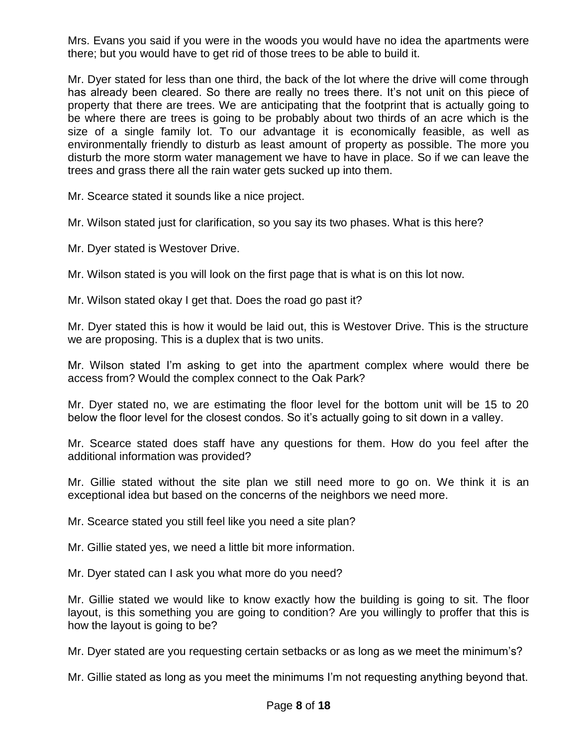Mrs. Evans you said if you were in the woods you would have no idea the apartments were there; but you would have to get rid of those trees to be able to build it.

Mr. Dyer stated for less than one third, the back of the lot where the drive will come through has already been cleared. So there are really no trees there. It's not unit on this piece of property that there are trees. We are anticipating that the footprint that is actually going to be where there are trees is going to be probably about two thirds of an acre which is the size of a single family lot. To our advantage it is economically feasible, as well as environmentally friendly to disturb as least amount of property as possible. The more you disturb the more storm water management we have to have in place. So if we can leave the trees and grass there all the rain water gets sucked up into them.

Mr. Scearce stated it sounds like a nice project.

Mr. Wilson stated just for clarification, so you say its two phases. What is this here?

Mr. Dyer stated is Westover Drive.

Mr. Wilson stated is you will look on the first page that is what is on this lot now.

Mr. Wilson stated okay I get that. Does the road go past it?

Mr. Dyer stated this is how it would be laid out, this is Westover Drive. This is the structure we are proposing. This is a duplex that is two units.

Mr. Wilson stated I'm asking to get into the apartment complex where would there be access from? Would the complex connect to the Oak Park?

Mr. Dyer stated no, we are estimating the floor level for the bottom unit will be 15 to 20 below the floor level for the closest condos. So it's actually going to sit down in a valley.

Mr. Scearce stated does staff have any questions for them. How do you feel after the additional information was provided?

Mr. Gillie stated without the site plan we still need more to go on. We think it is an exceptional idea but based on the concerns of the neighbors we need more.

Mr. Scearce stated you still feel like you need a site plan?

Mr. Gillie stated yes, we need a little bit more information.

Mr. Dyer stated can I ask you what more do you need?

Mr. Gillie stated we would like to know exactly how the building is going to sit. The floor layout, is this something you are going to condition? Are you willingly to proffer that this is how the layout is going to be?

Mr. Dyer stated are you requesting certain setbacks or as long as we meet the minimum's?

Mr. Gillie stated as long as you meet the minimums I'm not requesting anything beyond that.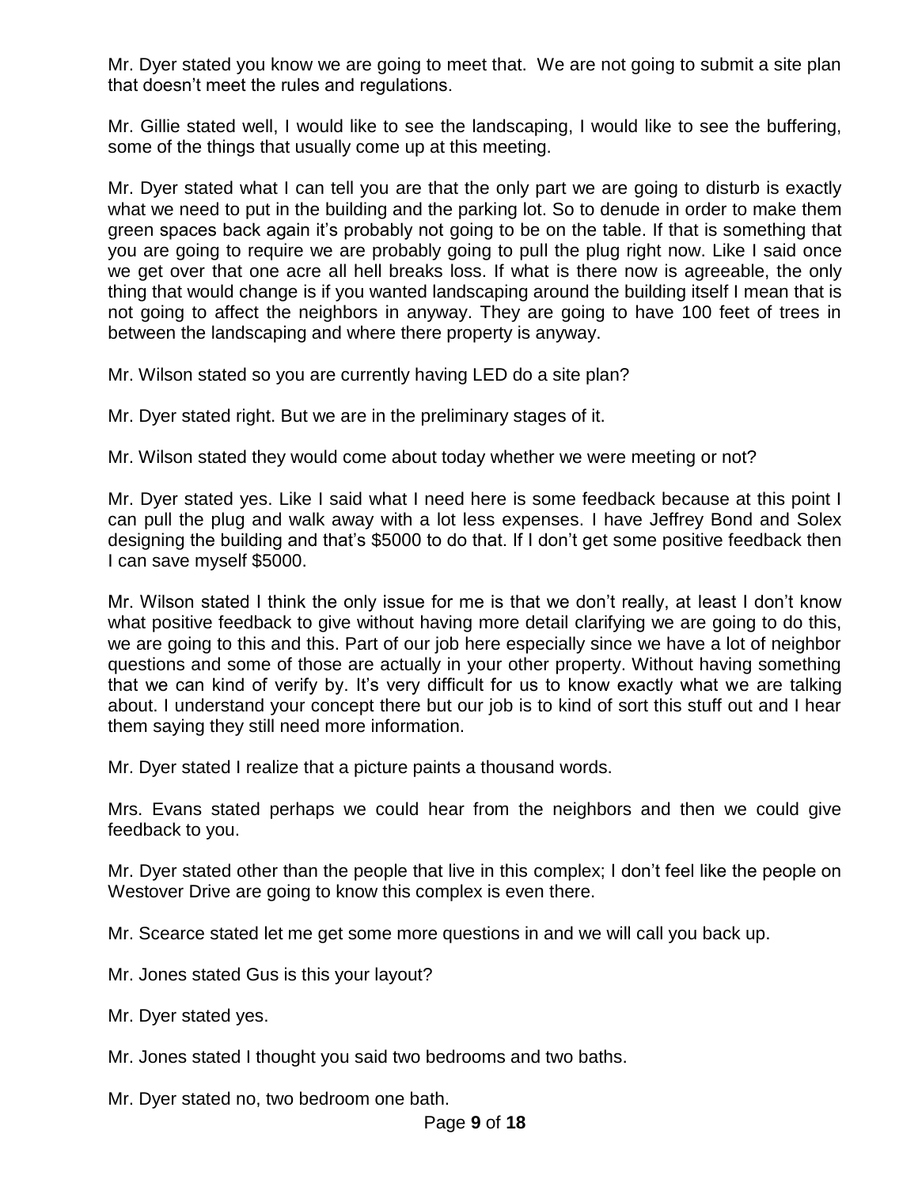Mr. Dyer stated you know we are going to meet that. We are not going to submit a site plan that doesn't meet the rules and regulations.

Mr. Gillie stated well, I would like to see the landscaping, I would like to see the buffering, some of the things that usually come up at this meeting.

Mr. Dyer stated what I can tell you are that the only part we are going to disturb is exactly what we need to put in the building and the parking lot. So to denude in order to make them green spaces back again it's probably not going to be on the table. If that is something that you are going to require we are probably going to pull the plug right now. Like I said once we get over that one acre all hell breaks loss. If what is there now is agreeable, the only thing that would change is if you wanted landscaping around the building itself I mean that is not going to affect the neighbors in anyway. They are going to have 100 feet of trees in between the landscaping and where there property is anyway.

Mr. Wilson stated so you are currently having LED do a site plan?

Mr. Dyer stated right. But we are in the preliminary stages of it.

Mr. Wilson stated they would come about today whether we were meeting or not?

Mr. Dyer stated yes. Like I said what I need here is some feedback because at this point I can pull the plug and walk away with a lot less expenses. I have Jeffrey Bond and Solex designing the building and that's $5000 to do that. If I don't get some positive feedback then I can save myself $5000.

Mr. Wilson stated I think the only issue for me is that we don't really, at least I don't know what positive feedback to give without having more detail clarifying we are going to do this, we are going to this and this. Part of our job here especially since we have a lot of neighbor questions and some of those are actually in your other property. Without having something that we can kind of verify by. It's very difficult for us to know exactly what we are talking about. I understand your concept there but our job is to kind of sort this stuff out and I hear them saying they still need more information.

Mr. Dyer stated I realize that a picture paints a thousand words.

Mrs. Evans stated perhaps we could hear from the neighbors and then we could give feedback to you.

Mr. Dyer stated other than the people that live in this complex; I don't feel like the people on Westover Drive are going to know this complex is even there.

Mr. Scearce stated let me get some more questions in and we will call you back up.

Mr. Jones stated Gus is this your layout?

Mr. Dyer stated yes.

Mr. Jones stated I thought you said two bedrooms and two baths.

Mr. Dyer stated no, two bedroom one bath.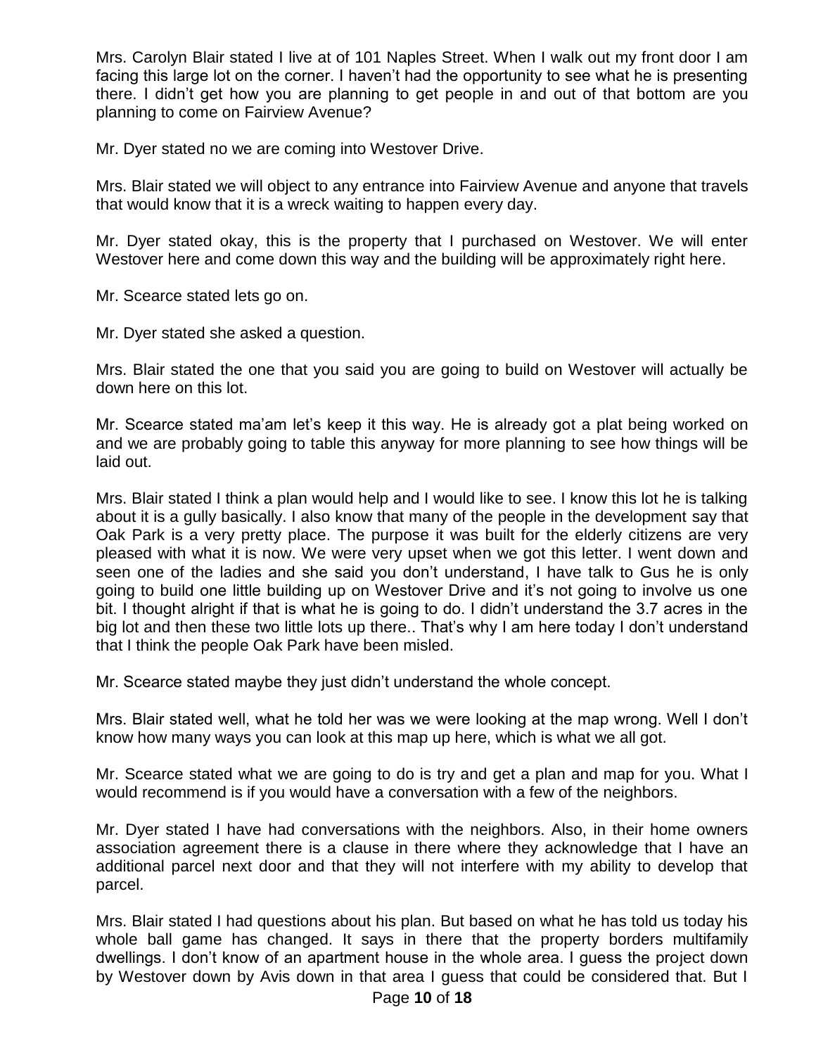Mrs. Carolyn Blair stated I live at of 101 Naples Street. When I walk out my front door I am facing this large lot on the corner. I haven't had the opportunity to see what he is presenting there. I didn't get how you are planning to get people in and out of that bottom are you planning to come on Fairview Avenue?

Mr. Dyer stated no we are coming into Westover Drive.

Mrs. Blair stated we will object to any entrance into Fairview Avenue and anyone that travels that would know that it is a wreck waiting to happen every day.

Mr. Dyer stated okay, this is the property that I purchased on Westover. We will enter Westover here and come down this way and the building will be approximately right here.

Mr. Scearce stated lets go on.

Mr. Dyer stated she asked a question.

Mrs. Blair stated the one that you said you are going to build on Westover will actually be down here on this lot.

Mr. Scearce stated ma'am let's keep it this way. He is already got a plat being worked on and we are probably going to table this anyway for more planning to see how things will be laid out.

Mrs. Blair stated I think a plan would help and I would like to see. I know this lot he is talking about it is a gully basically. I also know that many of the people in the development say that Oak Park is a very pretty place. The purpose it was built for the elderly citizens are very pleased with what it is now. We were very upset when we got this letter. I went down and seen one of the ladies and she said you don't understand, I have talk to Gus he is only going to build one little building up on Westover Drive and it's not going to involve us one bit. I thought alright if that is what he is going to do. I didn't understand the 3.7 acres in the big lot and then these two little lots up there.. That's why I am here today I don't understand that I think the people Oak Park have been misled.

Mr. Scearce stated maybe they just didn't understand the whole concept.

Mrs. Blair stated well, what he told her was we were looking at the map wrong. Well I don't know how many ways you can look at this map up here, which is what we all got.

Mr. Scearce stated what we are going to do is try and get a plan and map for you. What I would recommend is if you would have a conversation with a few of the neighbors.

Mr. Dyer stated I have had conversations with the neighbors. Also, in their home owners association agreement there is a clause in there where they acknowledge that I have an additional parcel next door and that they will not interfere with my ability to develop that parcel.

Mrs. Blair stated I had questions about his plan. But based on what he has told us today his whole ball game has changed. It says in there that the property borders multifamily dwellings. I don't know of an apartment house in the whole area. I guess the project down by Westover down by Avis down in that area I guess that could be considered that. But I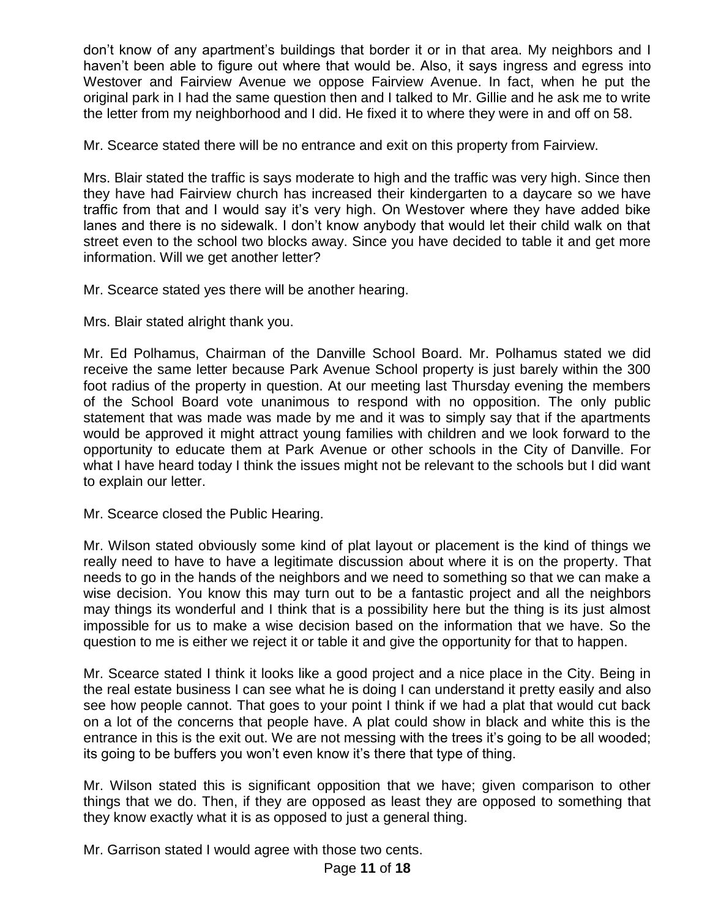don't know of any apartment's buildings that border it or in that area. My neighbors and I haven't been able to figure out where that would be. Also, it says ingress and egress into Westover and Fairview Avenue we oppose Fairview Avenue. In fact, when he put the original park in I had the same question then and I talked to Mr. Gillie and he ask me to write the letter from my neighborhood and I did. He fixed it to where they were in and off on 58.

Mr. Scearce stated there will be no entrance and exit on this property from Fairview.

Mrs. Blair stated the traffic is says moderate to high and the traffic was very high. Since then they have had Fairview church has increased their kindergarten to a daycare so we have traffic from that and I would say it's very high. On Westover where they have added bike lanes and there is no sidewalk. I don't know anybody that would let their child walk on that street even to the school two blocks away. Since you have decided to table it and get more information. Will we get another letter?

Mr. Scearce stated yes there will be another hearing.

Mrs. Blair stated alright thank you.

Mr. Ed Polhamus, Chairman of the Danville School Board. Mr. Polhamus stated we did receive the same letter because Park Avenue School property is just barely within the 300 foot radius of the property in question. At our meeting last Thursday evening the members of the School Board vote unanimous to respond with no opposition. The only public statement that was made was made by me and it was to simply say that if the apartments would be approved it might attract young families with children and we look forward to the opportunity to educate them at Park Avenue or other schools in the City of Danville. For what I have heard today I think the issues might not be relevant to the schools but I did want to explain our letter.

Mr. Scearce closed the Public Hearing.

Mr. Wilson stated obviously some kind of plat layout or placement is the kind of things we really need to have to have a legitimate discussion about where it is on the property. That needs to go in the hands of the neighbors and we need to something so that we can make a wise decision. You know this may turn out to be a fantastic project and all the neighbors may things its wonderful and I think that is a possibility here but the thing is its just almost impossible for us to make a wise decision based on the information that we have. So the question to me is either we reject it or table it and give the opportunity for that to happen.

Mr. Scearce stated I think it looks like a good project and a nice place in the City. Being in the real estate business I can see what he is doing I can understand it pretty easily and also see how people cannot. That goes to your point I think if we had a plat that would cut back on a lot of the concerns that people have. A plat could show in black and white this is the entrance in this is the exit out. We are not messing with the trees it's going to be all wooded; its going to be buffers you won't even know it's there that type of thing.

Mr. Wilson stated this is significant opposition that we have; given comparison to other things that we do. Then, if they are opposed as least they are opposed to something that they know exactly what it is as opposed to just a general thing.

Mr. Garrison stated I would agree with those two cents.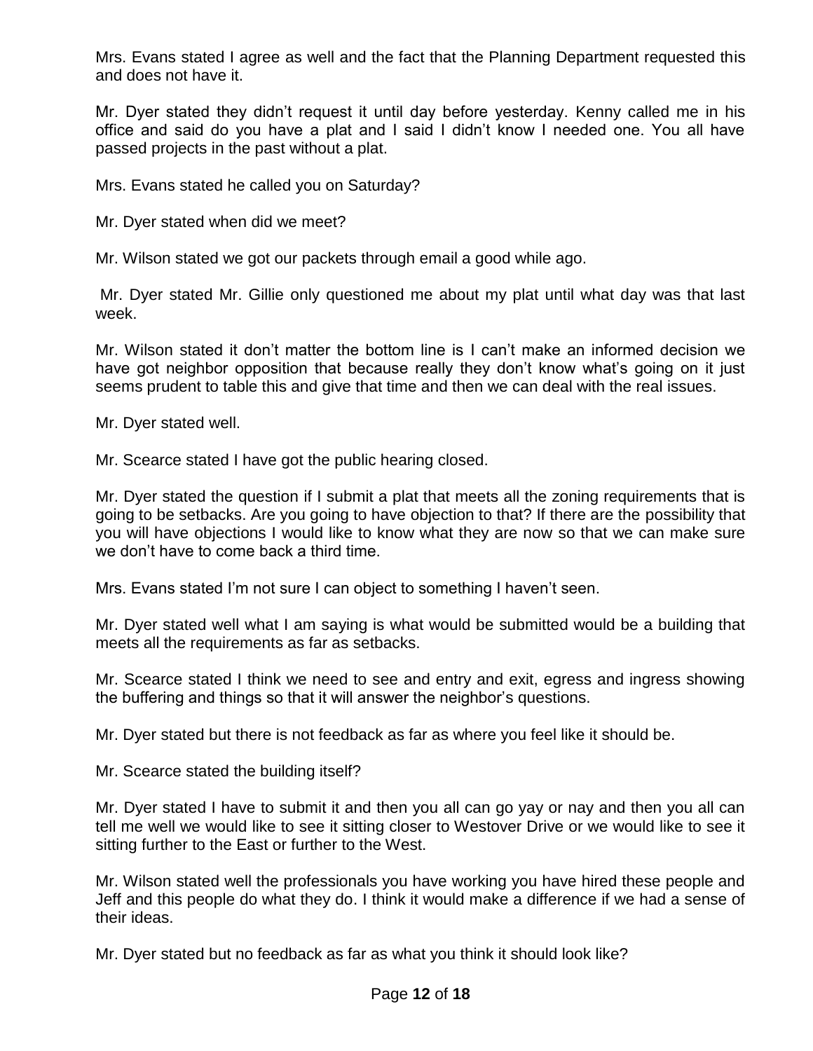Mrs. Evans stated I agree as well and the fact that the Planning Department requested this and does not have it.

Mr. Dyer stated they didn't request it until day before yesterday. Kenny called me in his office and said do you have a plat and I said I didn't know I needed one. You all have passed projects in the past without a plat.

Mrs. Evans stated he called you on Saturday?

Mr. Dyer stated when did we meet?

Mr. Wilson stated we got our packets through email a good while ago.

Mr. Dyer stated Mr. Gillie only questioned me about my plat until what day was that last week.

Mr. Wilson stated it don't matter the bottom line is I can't make an informed decision we have got neighbor opposition that because really they don't know what's going on it just seems prudent to table this and give that time and then we can deal with the real issues.

Mr. Dyer stated well.

Mr. Scearce stated I have got the public hearing closed.

Mr. Dyer stated the question if I submit a plat that meets all the zoning requirements that is going to be setbacks. Are you going to have objection to that? If there are the possibility that you will have objections I would like to know what they are now so that we can make sure we don't have to come back a third time.

Mrs. Evans stated I'm not sure I can object to something I haven't seen.

Mr. Dyer stated well what I am saying is what would be submitted would be a building that meets all the requirements as far as setbacks.

Mr. Scearce stated I think we need to see and entry and exit, egress and ingress showing the buffering and things so that it will answer the neighbor's questions.

Mr. Dyer stated but there is not feedback as far as where you feel like it should be.

Mr. Scearce stated the building itself?

Mr. Dyer stated I have to submit it and then you all can go yay or nay and then you all can tell me well we would like to see it sitting closer to Westover Drive or we would like to see it sitting further to the East or further to the West.

Mr. Wilson stated well the professionals you have working you have hired these people and Jeff and this people do what they do. I think it would make a difference if we had a sense of their ideas.

Mr. Dyer stated but no feedback as far as what you think it should look like?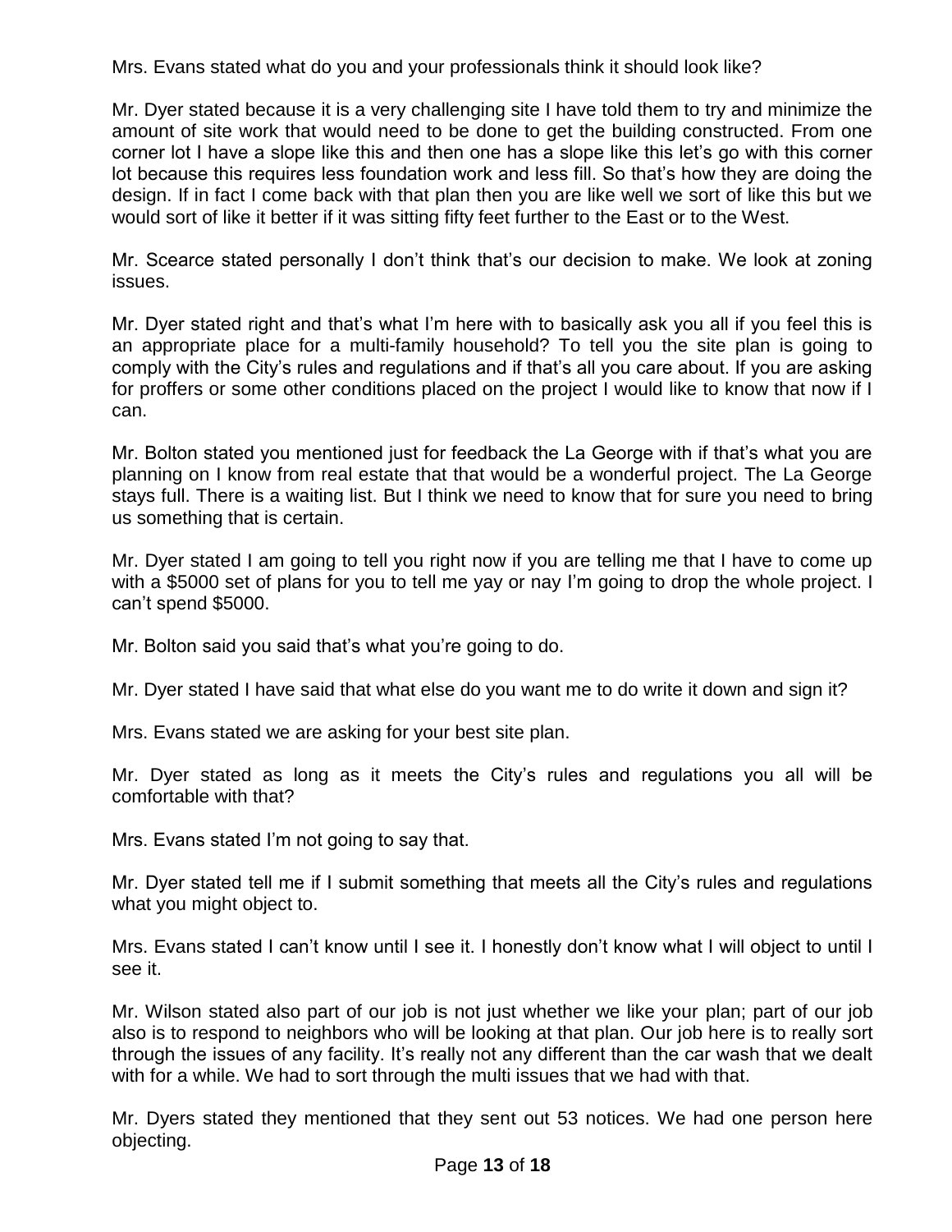Mrs. Evans stated what do you and your professionals think it should look like?

Mr. Dyer stated because it is a very challenging site I have told them to try and minimize the amount of site work that would need to be done to get the building constructed. From one corner lot I have a slope like this and then one has a slope like this let's go with this corner lot because this requires less foundation work and less fill. So that's how they are doing the design. If in fact I come back with that plan then you are like well we sort of like this but we would sort of like it better if it was sitting fifty feet further to the East or to the West.

Mr. Scearce stated personally I don't think that's our decision to make. We look at zoning issues.

Mr. Dyer stated right and that's what I'm here with to basically ask you all if you feel this is an appropriate place for a multi-family household? To tell you the site plan is going to comply with the City's rules and regulations and if that's all you care about. If you are asking for proffers or some other conditions placed on the project I would like to know that now if I can.

Mr. Bolton stated you mentioned just for feedback the La George with if that's what you are planning on I know from real estate that that would be a wonderful project. The La George stays full. There is a waiting list. But I think we need to know that for sure you need to bring us something that is certain.

Mr. Dyer stated I am going to tell you right now if you are telling me that I have to come up with a $5000 set of plans for you to tell me yay or nay I'm going to drop the whole project. I can't spend $5000.

Mr. Bolton said you said that's what you're going to do.

Mr. Dyer stated I have said that what else do you want me to do write it down and sign it?

Mrs. Evans stated we are asking for your best site plan.

Mr. Dyer stated as long as it meets the City's rules and regulations you all will be comfortable with that?

Mrs. Evans stated I'm not going to say that.

Mr. Dyer stated tell me if I submit something that meets all the City's rules and regulations what you might object to.

Mrs. Evans stated I can't know until I see it. I honestly don't know what I will object to until I see it.

Mr. Wilson stated also part of our job is not just whether we like your plan; part of our job also is to respond to neighbors who will be looking at that plan. Our job here is to really sort through the issues of any facility. It's really not any different than the car wash that we dealt with for a while. We had to sort through the multi issues that we had with that.

Mr. Dyers stated they mentioned that they sent out 53 notices. We had one person here objecting.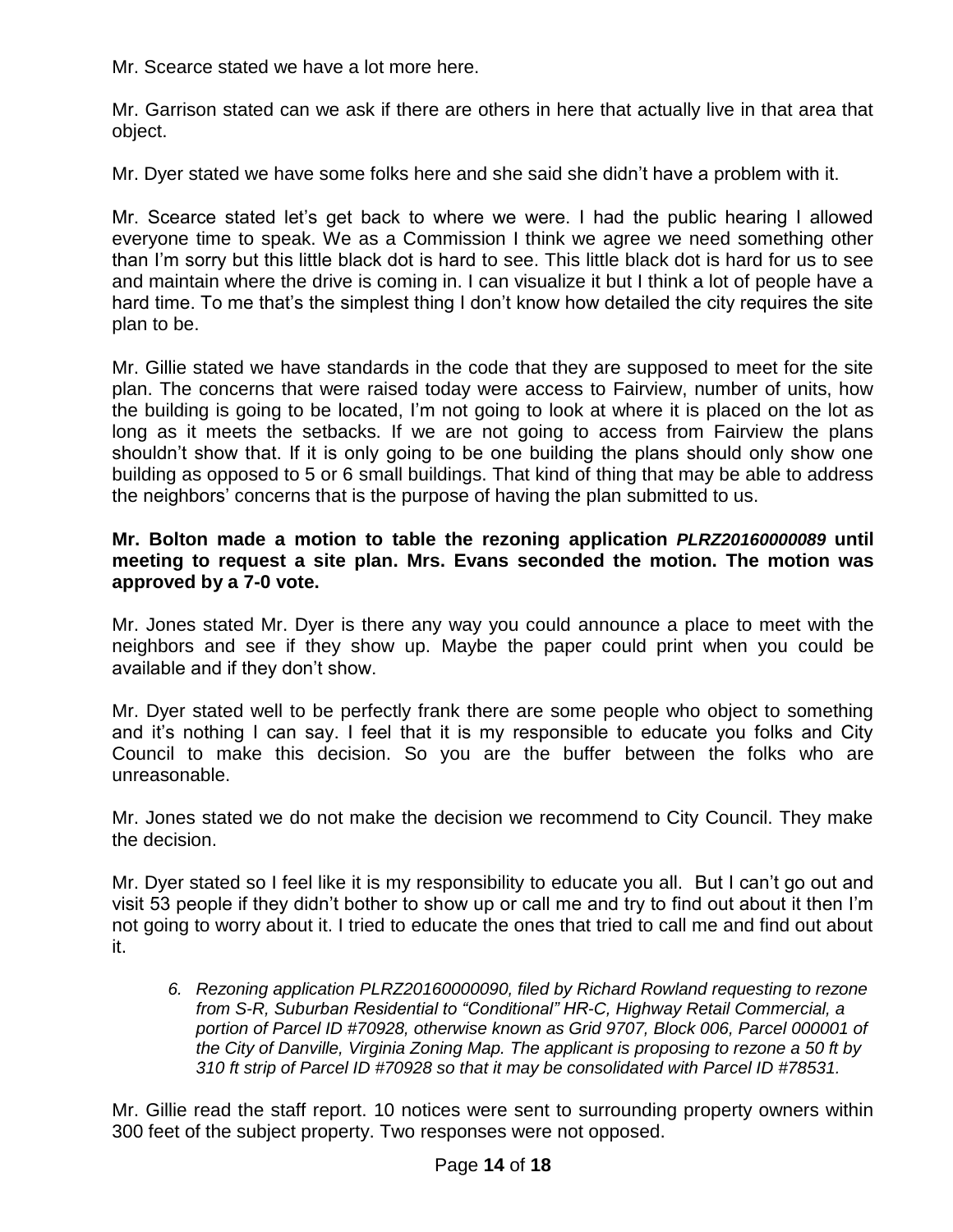Mr. Scearce stated we have a lot more here.

Mr. Garrison stated can we ask if there are others in here that actually live in that area that object.

Mr. Dyer stated we have some folks here and she said she didn't have a problem with it.

Mr. Scearce stated let's get back to where we were. I had the public hearing I allowed everyone time to speak. We as a Commission I think we agree we need something other than I'm sorry but this little black dot is hard to see. This little black dot is hard for us to see and maintain where the drive is coming in. I can visualize it but I think a lot of people have a hard time. To me that's the simplest thing I don't know how detailed the city requires the site plan to be.

Mr. Gillie stated we have standards in the code that they are supposed to meet for the site plan. The concerns that were raised today were access to Fairview, number of units, how the building is going to be located, I'm not going to look at where it is placed on the lot as long as it meets the setbacks. If we are not going to access from Fairview the plans shouldn't show that. If it is only going to be one building the plans should only show one building as opposed to 5 or 6 small buildings. That kind of thing that may be able to address the neighbors' concerns that is the purpose of having the plan submitted to us.

**Mr. Bolton made a motion to table the rezoning application *PLRZ20160000089* until meeting to request a site plan. Mrs. Evans seconded the motion. The motion was approved by a 7-0 vote.**

Mr. Jones stated Mr. Dyer is there any way you could announce a place to meet with the neighbors and see if they show up. Maybe the paper could print when you could be available and if they don't show.

Mr. Dyer stated well to be perfectly frank there are some people who object to something and it's nothing I can say. I feel that it is my responsible to educate you folks and City Council to make this decision. So you are the buffer between the folks who are unreasonable.

Mr. Jones stated we do not make the decision we recommend to City Council. They make the decision.

Mr. Dyer stated so I feel like it is my responsibility to educate you all. But I can't go out and visit 53 people if they didn't bother to show up or call me and try to find out about it then I'm not going to worry about it. I tried to educate the ones that tried to call me and find out about it.

6. *Rezoning application PLRZ20160000090, filed by Richard Rowland requesting to rezone from S-R, Suburban Residential to "Conditional" HR-C, Highway Retail Commercial, a portion of Parcel ID #70928, otherwise known as Grid 9707, Block 006, Parcel 000001 of the City of Danville, Virginia Zoning Map. The applicant is proposing to rezone a 50 ft by 310 ft strip of Parcel ID #70928 so that it may be consolidated with Parcel ID #78531.*

Mr. Gillie read the staff report. 10 notices were sent to surrounding property owners within 300 feet of the subject property. Two responses were not opposed.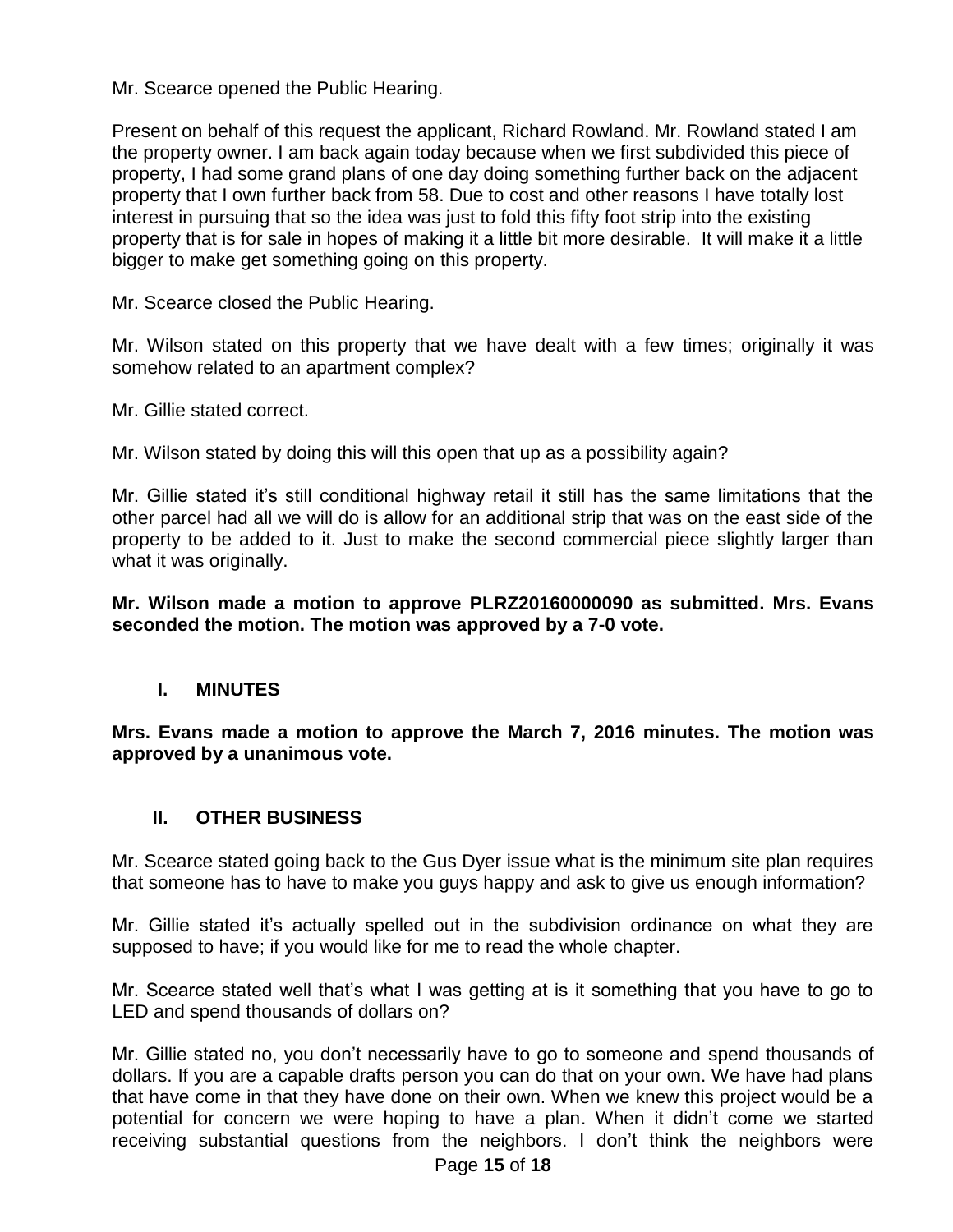Mr. Scearce opened the Public Hearing.

Present on behalf of this request the applicant, Richard Rowland. Mr. Rowland stated I am the property owner. I am back again today because when we first subdivided this piece of property, I had some grand plans of one day doing something further back on the adjacent property that I own further back from 58. Due to cost and other reasons I have totally lost interest in pursuing that so the idea was just to fold this fifty foot strip into the existing property that is for sale in hopes of making it a little bit more desirable. It will make it a little bigger to make get something going on this property.

Mr. Scearce closed the Public Hearing.

Mr. Wilson stated on this property that we have dealt with a few times; originally it was somehow related to an apartment complex?

Mr. Gillie stated correct.

Mr. Wilson stated by doing this will this open that up as a possibility again?

Mr. Gillie stated it's still conditional highway retail it still has the same limitations that the other parcel had all we will do is allow for an additional strip that was on the east side of the property to be added to it. Just to make the second commercial piece slightly larger than what it was originally.

**Mr. Wilson made a motion to approve PLRZ20160000090 as submitted. Mrs. Evans seconded the motion. The motion was approved by a 7-0 vote.**

## I. MINUTES

**Mrs. Evans made a motion to approve the March 7, 2016 minutes. The motion was approved by a unanimous vote.**

## II. OTHER BUSINESS

Mr. Scearce stated going back to the Gus Dyer issue what is the minimum site plan requires that someone has to have to make you guys happy and ask to give us enough information?

Mr. Gillie stated it's actually spelled out in the subdivision ordinance on what they are supposed to have; if you would like for me to read the whole chapter.

Mr. Scearce stated well that's what I was getting at is it something that you have to go to LED and spend thousands of dollars on?

Mr. Gillie stated no, you don't necessarily have to go to someone and spend thousands of dollars. If you are a capable drafts person you can do that on your own. We have had plans that have come in that they have done on their own. When we knew this project would be a potential for concern we were hoping to have a plan. When it didn't come we started receiving substantial questions from the neighbors. I don't think the neighbors were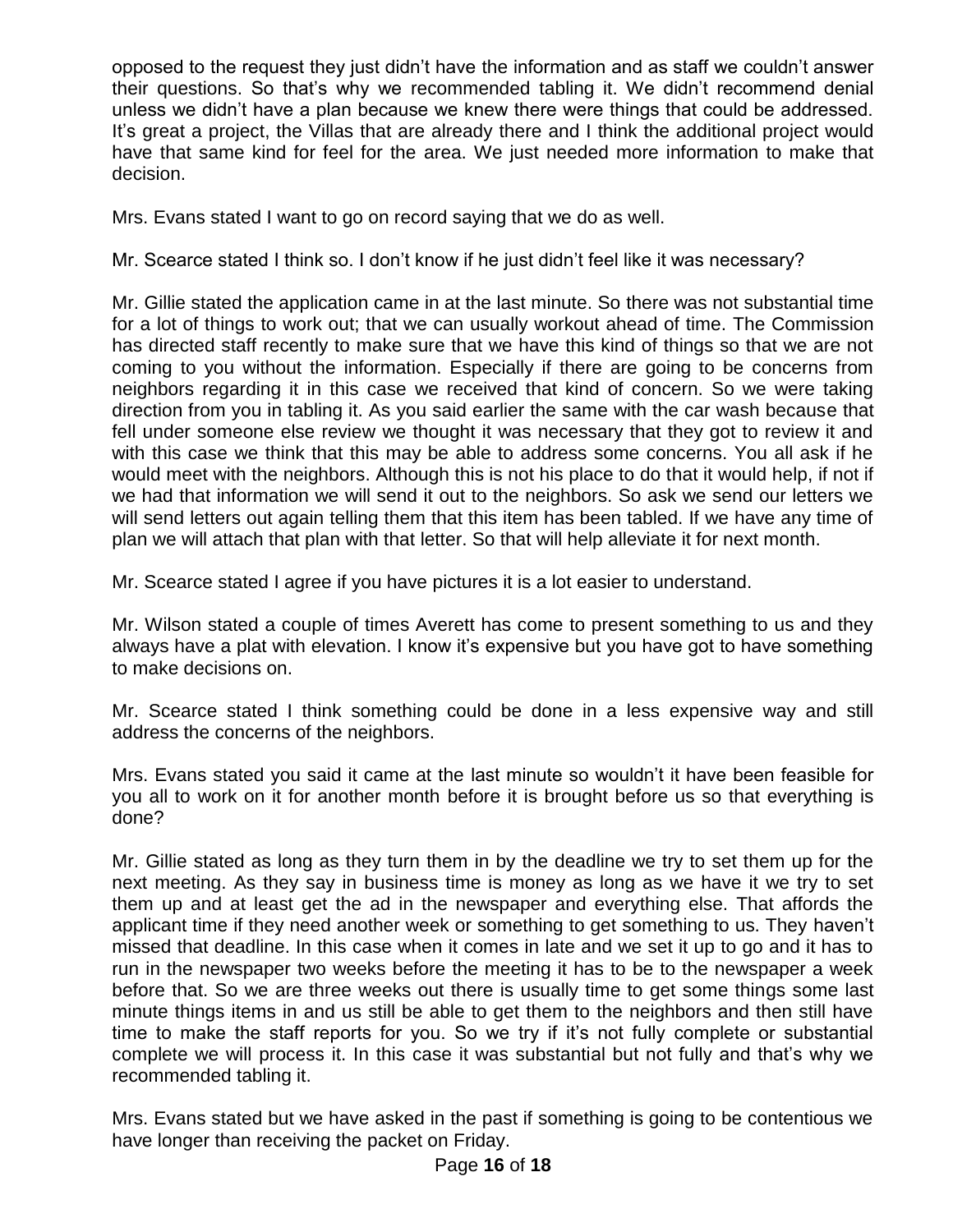opposed to the request they just didn't have the information and as staff we couldn't answer their questions. So that's why we recommended tabling it. We didn't recommend denial unless we didn't have a plan because we knew there were things that could be addressed. It's great a project, the Villas that are already there and I think the additional project would have that same kind for feel for the area. We just needed more information to make that decision.

Mrs. Evans stated I want to go on record saying that we do as well.

Mr. Scearce stated I think so. I don't know if he just didn't feel like it was necessary?

Mr. Gillie stated the application came in at the last minute. So there was not substantial time for a lot of things to work out; that we can usually workout ahead of time. The Commission has directed staff recently to make sure that we have this kind of things so that we are not coming to you without the information. Especially if there are going to be concerns from neighbors regarding it in this case we received that kind of concern. So we were taking direction from you in tabling it. As you said earlier the same with the car wash because that fell under someone else review we thought it was necessary that they got to review it and with this case we think that this may be able to address some concerns. You all ask if he would meet with the neighbors. Although this is not his place to do that it would help, if not if we had that information we will send it out to the neighbors. So ask we send our letters we will send letters out again telling them that this item has been tabled. If we have any time of plan we will attach that plan with that letter. So that will help alleviate it for next month.

Mr. Scearce stated I agree if you have pictures it is a lot easier to understand.

Mr. Wilson stated a couple of times Averett has come to present something to us and they always have a plat with elevation. I know it's expensive but you have got to have something to make decisions on.

Mr. Scearce stated I think something could be done in a less expensive way and still address the concerns of the neighbors.

Mrs. Evans stated you said it came at the last minute so wouldn't it have been feasible for you all to work on it for another month before it is brought before us so that everything is done?

Mr. Gillie stated as long as they turn them in by the deadline we try to set them up for the next meeting. As they say in business time is money as long as we have it we try to set them up and at least get the ad in the newspaper and everything else. That affords the applicant time if they need another week or something to get something to us. They haven't missed that deadline. In this case when it comes in late and we set it up to go and it has to run in the newspaper two weeks before the meeting it has to be to the newspaper a week before that. So we are three weeks out there is usually time to get some things some last minute things items in and us still be able to get them to the neighbors and then still have time to make the staff reports for you. So we try if it's not fully complete or substantial complete we will process it. In this case it was substantial but not fully and that's why we recommended tabling it.

Mrs. Evans stated but we have asked in the past if something is going to be contentious we have longer than receiving the packet on Friday.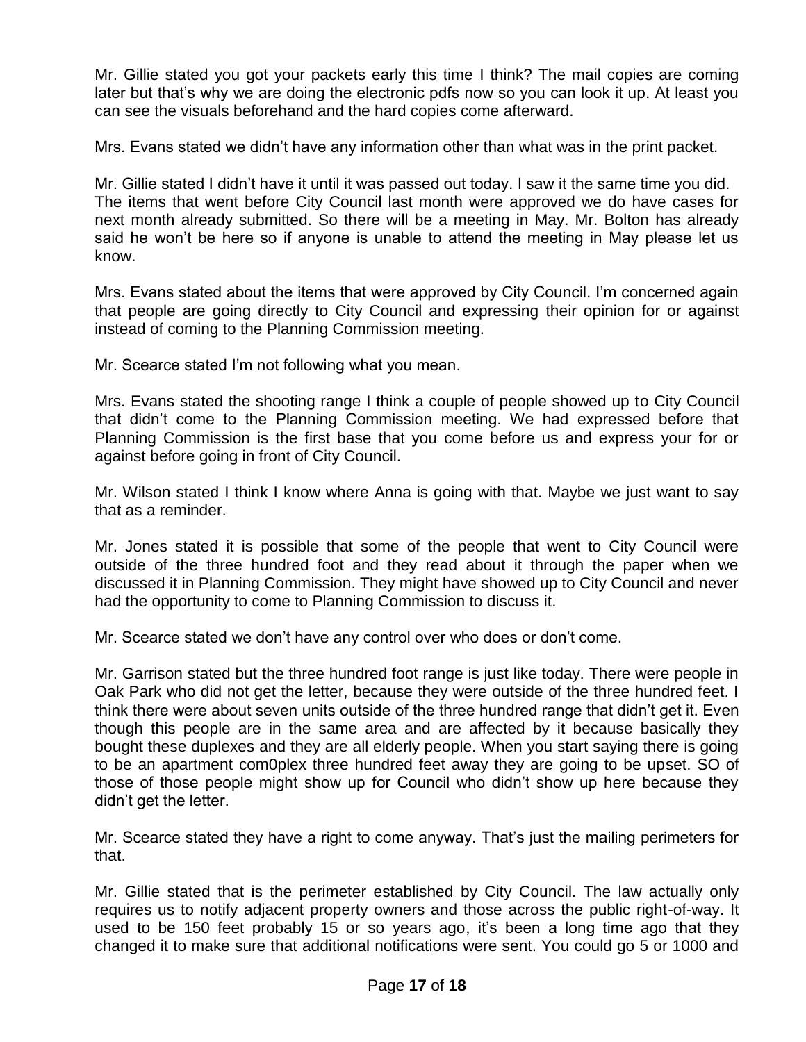Mr. Gillie stated you got your packets early this time I think? The mail copies are coming later but that's why we are doing the electronic pdfs now so you can look it up. At least you can see the visuals beforehand and the hard copies come afterward.

Mrs. Evans stated we didn't have any information other than what was in the print packet.

Mr. Gillie stated I didn't have it until it was passed out today. I saw it the same time you did. The items that went before City Council last month were approved we do have cases for next month already submitted. So there will be a meeting in May. Mr. Bolton has already said he won't be here so if anyone is unable to attend the meeting in May please let us know.

Mrs. Evans stated about the items that were approved by City Council. I'm concerned again that people are going directly to City Council and expressing their opinion for or against instead of coming to the Planning Commission meeting.

Mr. Scearce stated I'm not following what you mean.

Mrs. Evans stated the shooting range I think a couple of people showed up to City Council that didn't come to the Planning Commission meeting. We had expressed before that Planning Commission is the first base that you come before us and express your for or against before going in front of City Council.

Mr. Wilson stated I think I know where Anna is going with that. Maybe we just want to say that as a reminder.

Mr. Jones stated it is possible that some of the people that went to City Council were outside of the three hundred foot and they read about it through the paper when we discussed it in Planning Commission. They might have showed up to City Council and never had the opportunity to come to Planning Commission to discuss it.

Mr. Scearce stated we don't have any control over who does or don't come.

Mr. Garrison stated but the three hundred foot range is just like today. There were people in Oak Park who did not get the letter, because they were outside of the three hundred feet. I think there were about seven units outside of the three hundred range that didn't get it. Even though this people are in the same area and are affected by it because basically they bought these duplexes and they are all elderly people. When you start saying there is going to be an apartment com0plex three hundred feet away they are going to be upset. SO of those of those people might show up for Council who didn't show up here because they didn't get the letter.

Mr. Scearce stated they have a right to come anyway. That's just the mailing perimeters for that.

Mr. Gillie stated that is the perimeter established by City Council. The law actually only requires us to notify adjacent property owners and those across the public right-of-way. It used to be 150 feet probably 15 or so years ago, it's been a long time ago that they changed it to make sure that additional notifications were sent. You could go 5 or 1000 and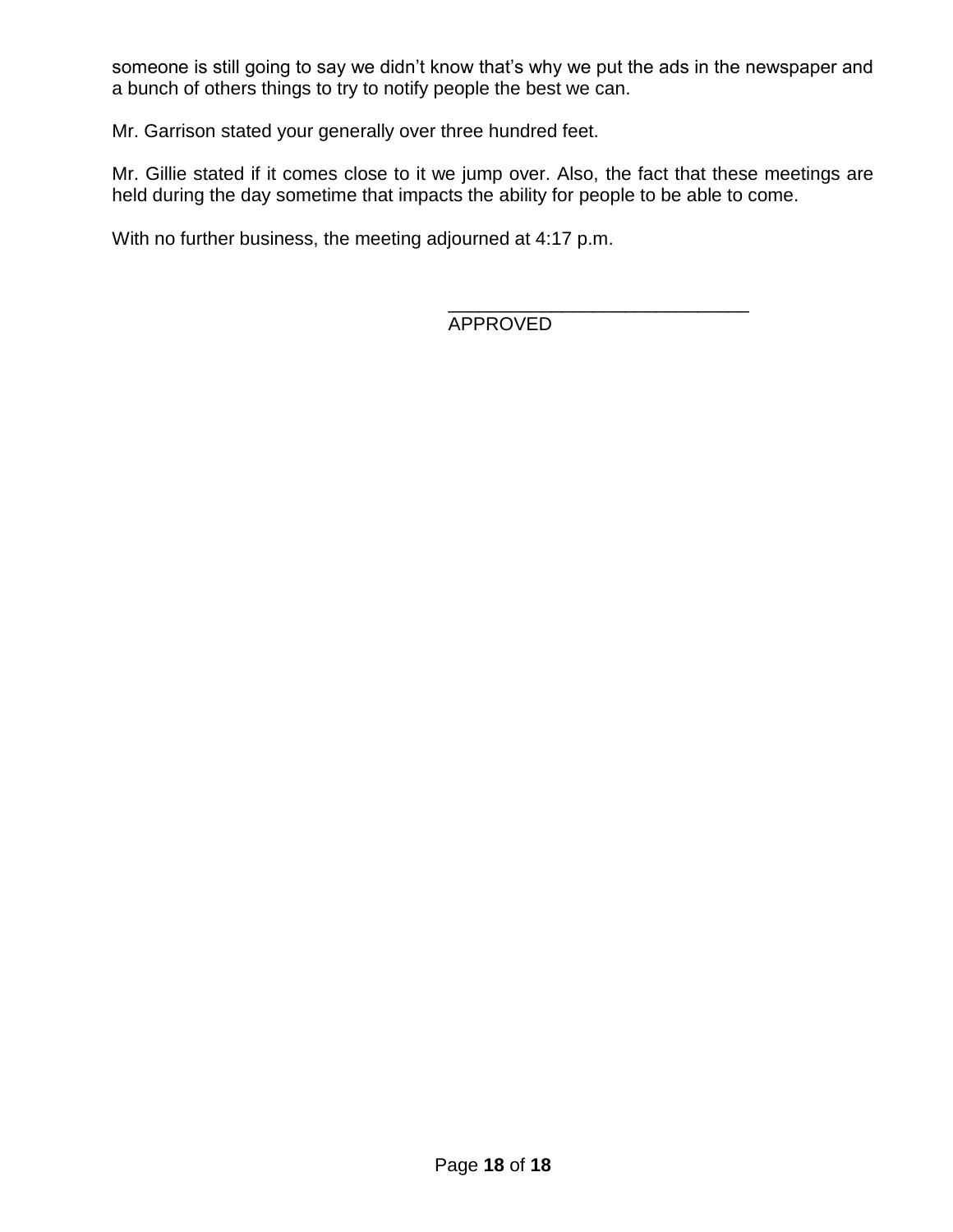someone is still going to say we didn't know that's why we put the ads in the newspaper and a bunch of others things to try to notify people the best we can.

Mr. Garrison stated your generally over three hundred feet.

Mr. Gillie stated if it comes close to it we jump over. Also, the fact that these meetings are held during the day sometime that impacts the ability for people to be able to come.

With no further business, the meeting adjourned at 4:17 p.m.

\_\_\_\_\_\_\_\_\_\_\_\_\_\_\_\_\_\_\_\_\_\_\_\_\_\_\_\_\_\_
APPROVED